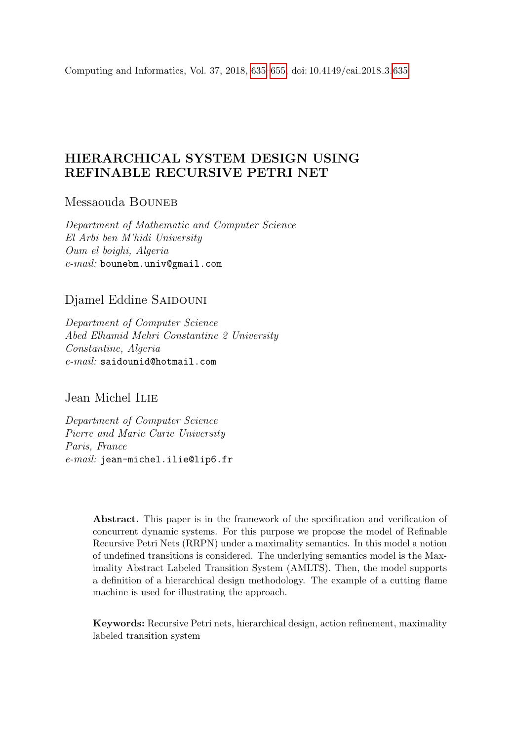# HIERARCHICAL SYSTEM DESIGN USING REFINABLE RECURSIVE PETRI NET

Messaouda Bouneb

*Department of Mathematic and Computer Science*
*El Arbi ben M'hidi University*
*Oum el boighi, Algeria*
*e-mail:* bounebm.univ@gmail.com

Djamel Eddine Saidouni

*Department of Computer Science*
*Abed Elhamid Mehri Constantine 2 University*
*Constantine, Algeria*
*e-mail:* saidounid@hotmail.com

Jean Michel Ilie

*Department of Computer Science*
*Pierre and Marie Curie University*
*Paris, France*
*e-mail:* jean-michel.ilie@lip6.fr

**Abstract.** This paper is in the framework of the specification and verification of concurrent dynamic systems. For this purpose we propose the model of Refinable Recursive Petri Nets (RRPN) under a maximality semantics. In this model a notion of undefined transitions is considered. The underlying semantics model is the Maximality Abstract Labeled Transition System (AMLTS). Then, the model supports a definition of a hierarchical design methodology. The example of a cutting flame machine is used for illustrating the approach.

**Keywords:** Recursive Petri nets, hierarchical design, action refinement, maximality labeled transition system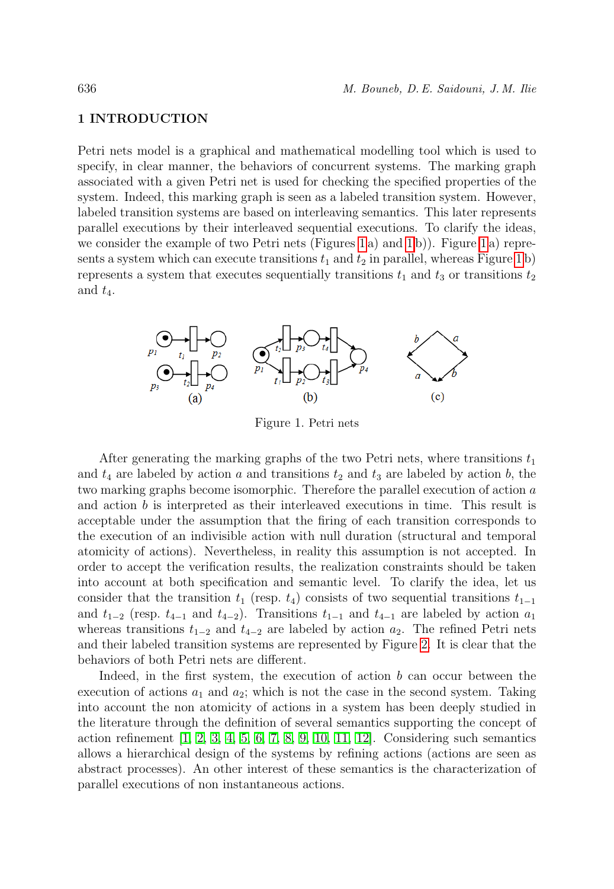## 1 INTRODUCTION

Petri nets model is a graphical and mathematical modelling tool which is used to specify, in clear manner, the behaviors of concurrent systems. The marking graph associated with a given Petri net is used for checking the specified properties of the system. Indeed, this marking graph is seen as a labeled transition system. However, labeled transition systems are based on interleaving semantics. This later represents parallel executions by their interleaved sequential executions. To clarify the ideas, we consider the example of two Petri nets (Figures 1a) and 1b)). Figure 1a) represents a system which can execute transitions $t_1$ and $t_2$ in parallel, whereas Figure 1b) represents a system that executes sequentially transitions $t_1$ and $t_3$ or transitions $t_2$ and $t_4$.

Figure 1. Petri nets

After generating the marking graphs of the two Petri nets, where transitions $t_1$ and $t_4$ are labeled by action $a$ and transitions $t_2$ and $t_3$ are labeled by action $b$, the two marking graphs become isomorphic. Therefore the parallel execution of action $a$ and action $b$ is interpreted as their interleaved executions in time. This result is acceptable under the assumption that the firing of each transition corresponds to the execution of an indivisible action with null duration (structural and temporal atomicity of actions). Nevertheless, in reality this assumption is not accepted. In order to accept the verification results, the realization constraints should be taken into account at both specification and semantic level. To clarify the idea, let us consider that the transition $t_1$ (resp. $t_4$) consists of two sequential transitions $t_{1-1}$ and $t_{1-2}$ (resp. $t_{4-1}$ and $t_{4-2}$). Transitions $t_{1-1}$ and $t_{4-1}$ are labeled by action $a_1$ whereas transitions $t_{1-2}$ and $t_{4-2}$ are labeled by action $a_2$. The refined Petri nets and their labeled transition systems are represented by Figure 2. It is clear that the behaviors of both Petri nets are different.

Indeed, in the first system, the execution of action $b$ can occur between the execution of actions $a_1$ and $a_2$; which is not the case in the second system. Taking into account the non atomicity of actions in a system has been deeply studied in the literature through the definition of several semantics supporting the concept of action refinement [1, 2, 3, 4, 5, 6, 7, 8, 9, 10, 11, 12]. Considering such semantics allows a hierarchical design of the systems by refining actions (actions are seen as abstract processes). An other interest of these semantics is the characterization of parallel executions of non instantaneous actions.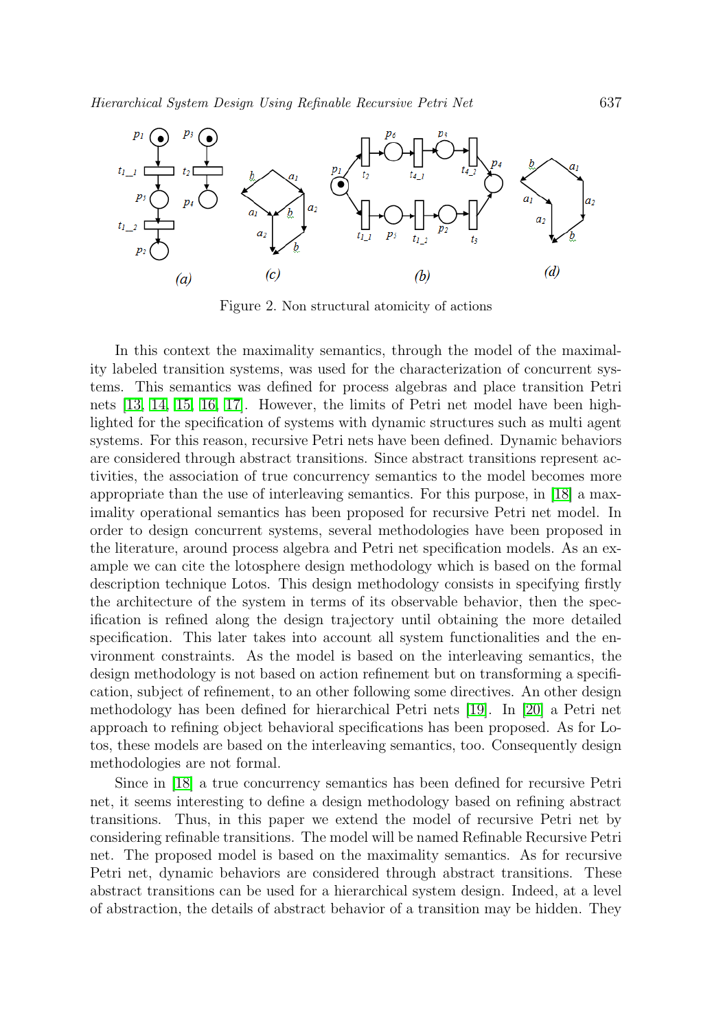Figure 2. Non structural atomicity of actions

In this context the maximality semantics, through the model of the maximality labeled transition systems, was used for the characterization of concurrent systems. This semantics was defined for process algebras and place transition Petri nets [13, 14, 15, 16, 17]. However, the limits of Petri net model have been highlighted for the specification of systems with dynamic structures such as multi agent systems. For this reason, recursive Petri nets have been defined. Dynamic behaviors are considered through abstract transitions. Since abstract transitions represent activities, the association of true concurrency semantics to the model becomes more appropriate than the use of interleaving semantics. For this purpose, in [18] a maximality operational semantics has been proposed for recursive Petri net model. In order to design concurrent systems, several methodologies have been proposed in the literature, around process algebra and Petri net specification models. As an example we can cite the lotosphere design methodology which is based on the formal description technique Lotos. This design methodology consists in specifying firstly the architecture of the system in terms of its observable behavior, then the specification is refined along the design trajectory until obtaining the more detailed specification. This later takes into account all system functionalities and the environment constraints. As the model is based on the interleaving semantics, the design methodology is not based on action refinement but on transforming a specification, subject of refinement, to an other following some directives. An other design methodology has been defined for hierarchical Petri nets [19]. In [20] a Petri net approach to refining object behavioral specifications has been proposed. As for Lotos, these models are based on the interleaving semantics, too. Consequently design methodologies are not formal.

Since in [18] a true concurrency semantics has been defined for recursive Petri net, it seems interesting to define a design methodology based on refining abstract transitions. Thus, in this paper we extend the model of recursive Petri net by considering refinable transitions. The model will be named Refinable Recursive Petri net. The proposed model is based on the maximality semantics. As for recursive Petri net, dynamic behaviors are considered through abstract transitions. These abstract transitions can be used for a hierarchical system design. Indeed, at a level of abstraction, the details of abstract behavior of a transition may be hidden. They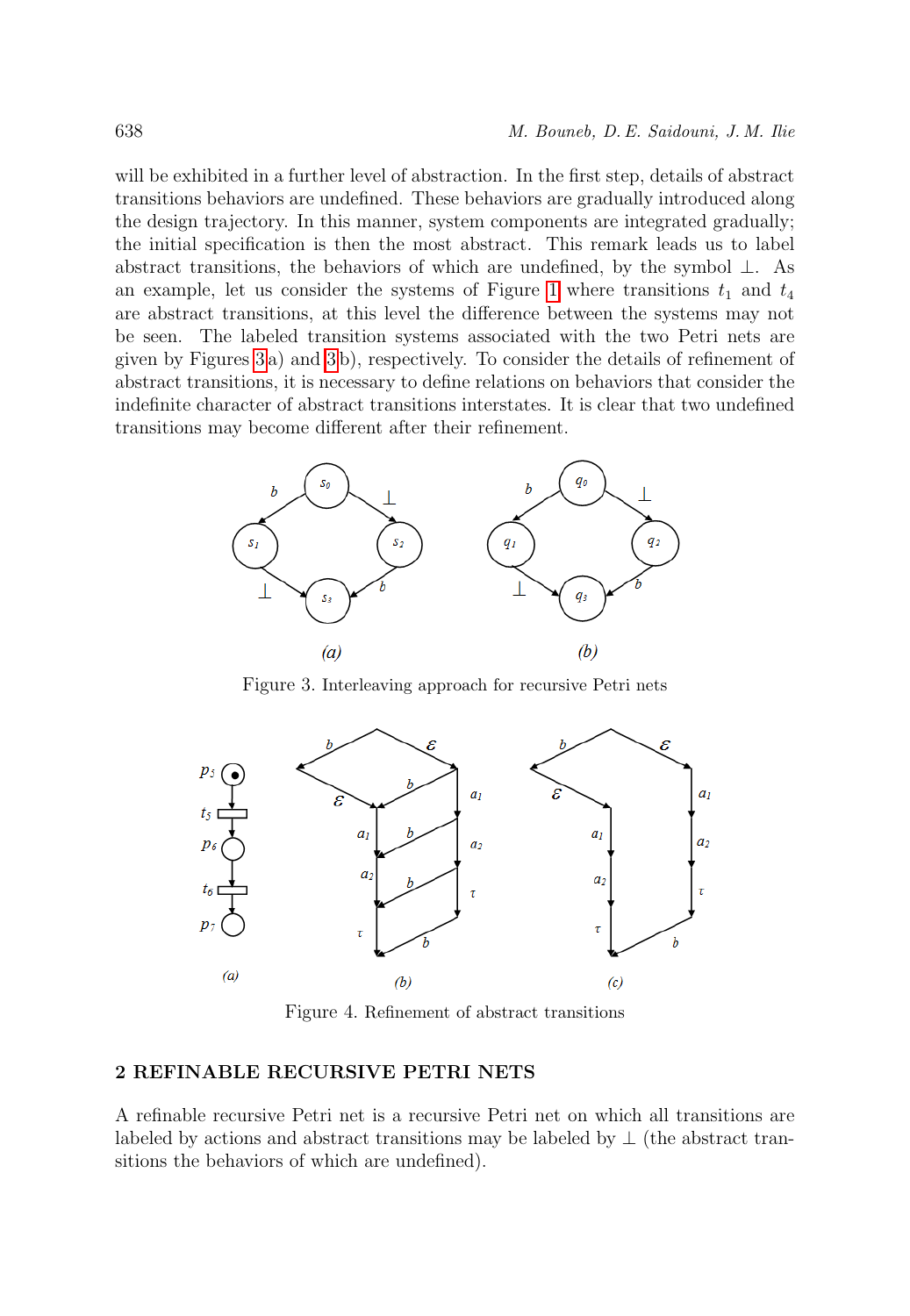will be exhibited in a further level of abstraction. In the first step, details of abstract transitions behaviors are undefined. These behaviors are gradually introduced along the design trajectory. In this manner, system components are integrated gradually; the initial specification is then the most abstract. This remark leads us to label abstract transitions, the behaviors of which are undefined, by the symbol $\perp$. As an example, let us consider the systems of Figure 1 where transitions $t_1$ and $t_4$ are abstract transitions, at this level the difference between the systems may not be seen. The labeled transition systems associated with the two Petri nets are given by Figures 3 a) and 3 b), respectively. To consider the details of refinement of abstract transitions, it is necessary to define relations on behaviors that consider the indefinite character of abstract transitions interstates. It is clear that two undefined transitions may become different after their refinement.

Figure 3. Interleaving approach for recursive Petri nets

Figure 4. Refinement of abstract transitions

## 2 REFINABLE RECURSIVE PETRI NETS

A refinable recursive Petri net is a recursive Petri net on which all transitions are labeled by actions and abstract transitions may be labeled by $\perp$ (the abstract transitions the behaviors of which are undefined).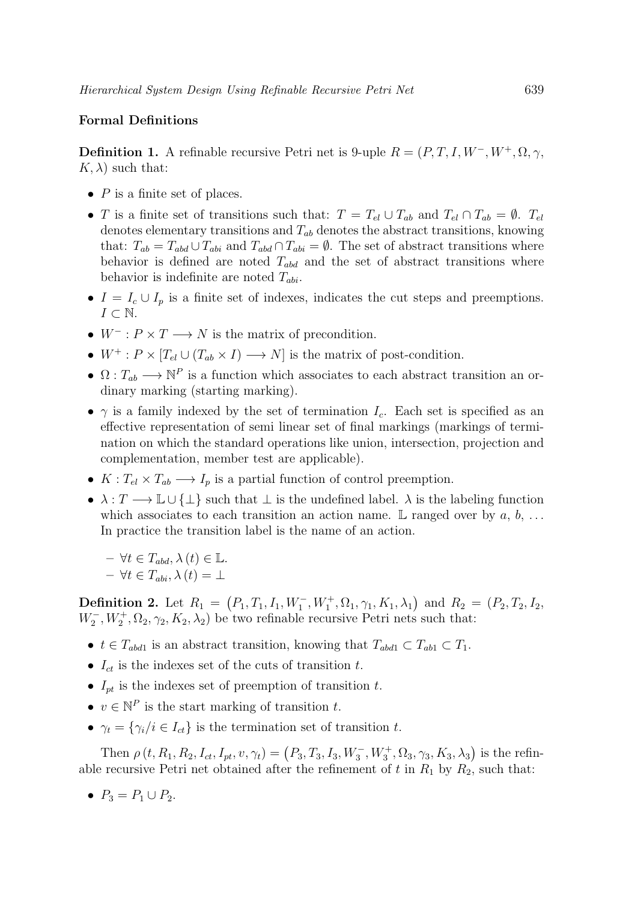### Formal Definitions

**Definition 1.** A refinable recursive Petri net is 9-uple $R = (P, T, I, W^-, W^+, \Omega, \gamma, K, \lambda)$ such that:

- $P$ is a finite set of places.
- $T$ is a finite set of transitions such that: $T = T_{el} \cup T_{ab}$ and $T_{el} \cap T_{ab} = \emptyset$. $T_{el}$ denotes elementary transitions and $T_{ab}$ denotes the abstract transitions, knowing that: $T_{ab} = T_{abd} \cup T_{abi}$ and $T_{abd} \cap T_{abi} = \emptyset$. The set of abstract transitions where behavior is defined are noted $T_{abd}$ and the set of abstract transitions where behavior is indefinite are noted $T_{abi}$.
- $I = I_c \cup I_p$ is a finite set of indexes, indicates the cut steps and preemptions. $I \subset \mathbb{N}$.
- $W^- : P \times T \longrightarrow N$ is the matrix of precondition.
- $W^+ : P \times [T_{el} \cup (T_{ab} \times I) \longrightarrow N]$ is the matrix of post-condition.
- $\Omega : T_{ab} \longrightarrow \mathbb{N}^P$ is a function which associates to each abstract transition an ordinary marking (starting marking).
- $\gamma$ is a family indexed by the set of termination $I_c$. Each set is specified as an effective representation of semi linear set of final markings (markings of termination on which the standard operations like union, intersection, projection and complementation, member test are applicable).
- $K : T_{el} \times T_{ab} \longrightarrow I_p$ is a partial function of control preemption.
- $\lambda : T \longrightarrow \mathbb{L} \cup \{\perp\}$ such that $\perp$ is the undefined label. $\lambda$ is the labeling function which associates to each transition an action name. $\mathbb{L}$ ranged over by $a$, $b$, … In practice the transition label is the name of an action.
  - $\forall t \in T_{abd}, \lambda(t) \in \mathbb{L}$.
  - $\forall t \in T_{abi}, \lambda(t) = \perp$

**Definition 2.** Let $R_1 = (P_1, T_1, I_1, W_1^-, W_1^+, \Omega_1, \gamma_1, K_1, \lambda_1)$ and $R_2 = (P_2, T_2, I_2, W_2^-, W_2^+, \Omega_2, \gamma_2, K_2, \lambda_2)$ be two refinable recursive Petri nets such that:

- $t \in T_{abd1}$ is an abstract transition, knowing that $T_{abd1} \subset T_{ab1} \subset T_1$.
- $I_{ct}$ is the indexes set of the cuts of transition $t$.
- $I_{pt}$ is the indexes set of preemption of transition $t$.
- $v \in \mathbb{N}^P$ is the start marking of transition $t$.
- $\gamma_t = \{\gamma_i / i \in I_{ct}\}$ is the termination set of transition $t$.

Then $\rho(t, R_1, R_2, I_{ct}, I_{pt}, v, \gamma_t) = (P_3, T_3, I_3, W_3^-, W_3^+, \Omega_3, \gamma_3, K_3, \lambda_3)$ is the refinable recursive Petri net obtained after the refinement of $t$ in $R_1$ by $R_2$, such that:

- $P_3 = P_1 \cup P_2$.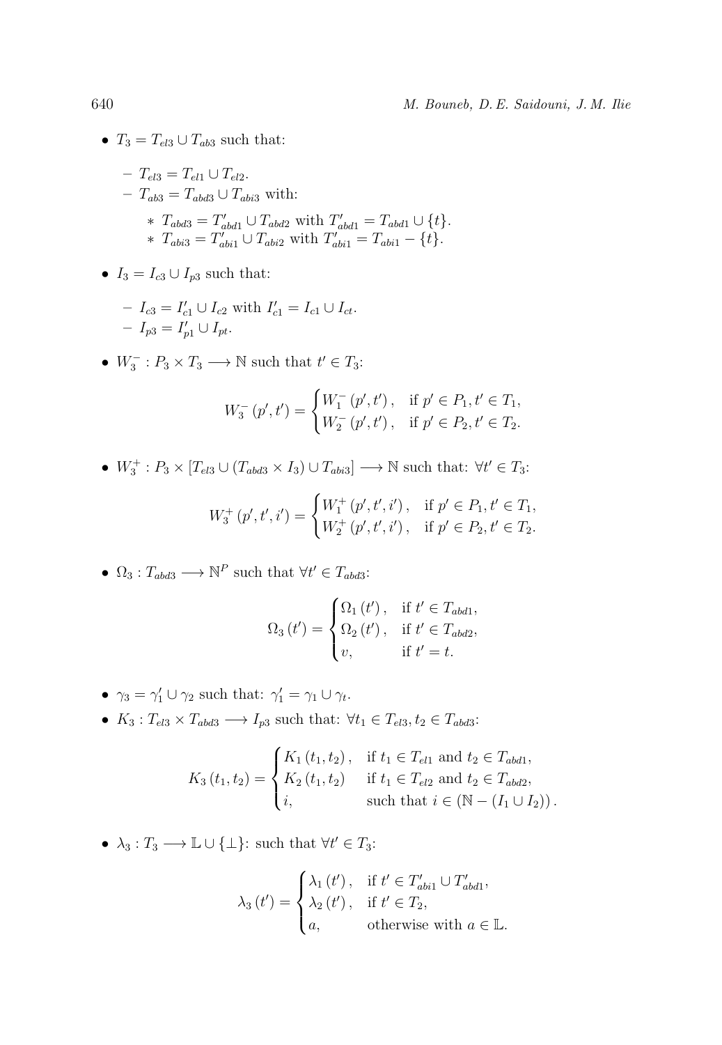- $T_3 = T_{el3} \cup T_{ab3}$ such that:
  - $T_{el3} = T_{el1} \cup T_{el2}$.
  - $T_{ab3} = T_{abd3} \cup T_{abi3}$ with:
    - $T_{abd3} = T'_{abd1} \cup T_{abd2}$ with $T'_{abd1} = T_{abd1} \cup \{t\}$.
    - $T_{abi3} = T'_{abi1} \cup T_{abi2}$ with $T'_{abi1} = T_{abi1} - \{t\}$.
- $I_3 = I_{c3} \cup I_{p3}$ such that:
  - $I_{c3} = I'_{c1} \cup I_{c2}$ with $I'_{c1} = I_{c1} \cup I_{ct}$.
  - $I_{p3} = I'_{p1} \cup I_{pt}$.
- $W_3^- : P_3 \times T_3 \longrightarrow \mathbb{N}$ such that $t' \in T_3$:

$$W_3^-(p', t') = \begin{cases} W_1^-(p', t'), & \text{if } p' \in P_1, t' \in T_1, \\ W_2^-(p', t'), & \text{if } p' \in P_2, t' \in T_2. \end{cases}$$

- $W_3^+ : P_3 \times [T_{el3} \cup (T_{abd3} \times I_3) \cup T_{abi3}] \longrightarrow \mathbb{N}$ such that: $\forall t' \in T_3$:

$$W_3^+(p', t', i') = \begin{cases} W_1^+(p', t', i'), & \text{if } p' \in P_1, t' \in T_1, \\ W_2^+(p', t', i'), & \text{if } p' \in P_2, t' \in T_2. \end{cases}$$

- $\Omega_3 : T_{abd3} \longrightarrow \mathbb{N}^P$ such that $\forall t' \in T_{abd3}$:

$$\Omega_3(t') = \begin{cases} \Omega_1(t'), & \text{if } t' \in T_{abd1}, \\ \Omega_2(t'), & \text{if } t' \in T_{abd2}, \\ v, & \text{if } t' = t. \end{cases}$$

- $\gamma_3 = \gamma'_1 \cup \gamma_2$ such that: $\gamma'_1 = \gamma_1 \cup \gamma_t$.
- $K_3 : T_{el3} \times T_{abd3} \longrightarrow I_{p3}$ such that: $\forall t_1 \in T_{el3}, t_2 \in T_{abd3}$:

$$K_3(t_1, t_2) = \begin{cases} K_1(t_1, t_2), & \text{if } t_1 \in T_{el1} \text{ and } t_2 \in T_{abd1}, \\ K_2(t_1, t_2) & \text{if } t_1 \in T_{el2} \text{ and } t_2 \in T_{abd2}, \\ i, & \text{such that } i \in (\mathbb{N} - (I_1 \cup I_2)). \end{cases}$$

- $\lambda_3 : T_3 \longrightarrow \mathbb{L} \cup \{\perp\}$: such that $\forall t' \in T_3$:

$$\lambda_3(t') = \begin{cases} \lambda_1(t'), & \text{if } t' \in T'_{abi1} \cup T'_{abd1}, \\ \lambda_2(t'), & \text{if } t' \in T_2, \\ a, & \text{otherwise with } a \in \mathbb{L}. \end{cases}$$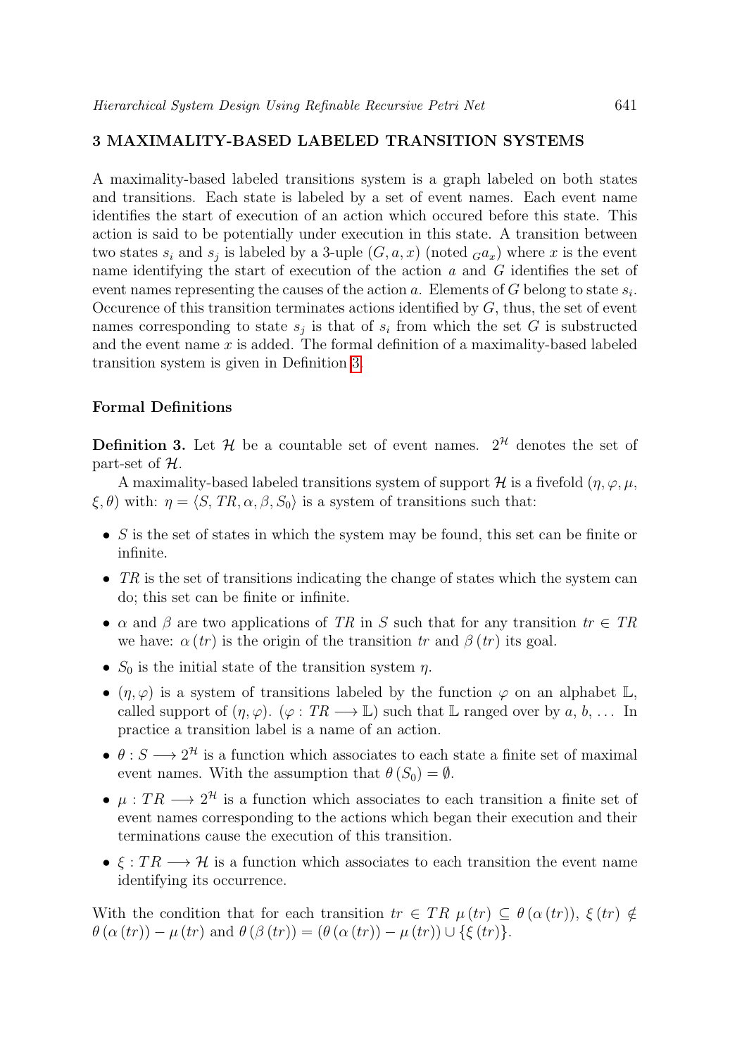## 3 MAXIMALITY-BASED LABELED TRANSITION SYSTEMS

A maximality-based labeled transitions system is a graph labeled on both states and transitions. Each state is labeled by a set of event names. Each event name identifies the start of execution of an action which occured before this state. This action is said to be potentially under execution in this state. A transition between two states $s_i$ and $s_j$ is labeled by a 3-uple $(G, a, x)$ (noted ${}_G a_x$) where $x$ is the event name identifying the start of execution of the action $a$ and $G$ identifies the set of event names representing the causes of the action $a$. Elements of $G$ belong to state $s_i$. Occurence of this transition terminates actions identified by $G$, thus, the set of event names corresponding to state $s_j$ is that of $s_i$ from which the set $G$ is substructed and the event name $x$ is added. The formal definition of a maximality-based labeled transition system is given in Definition 3.

### Formal Definitions

**Definition 3.** Let $\mathcal{H}$ be a countable set of event names. $2^{\mathcal{H}}$ denotes the set of part-set of $\mathcal{H}$.

A maximality-based labeled transitions system of support $\mathcal{H}$ is a fivefold $(\eta, \varphi, \mu, \xi, \theta)$ with: $\eta = \langle S, TR, \alpha, \beta, S_0 \rangle$ is a system of transitions such that:

- $S$ is the set of states in which the system may be found, this set can be finite or infinite.
- $TR$ is the set of transitions indicating the change of states which the system can do; this set can be finite or infinite.
- $\alpha$ and $\beta$ are two applications of $TR$ in $S$ such that for any transition $tr \in TR$ we have: $\alpha(tr)$ is the origin of the transition $tr$ and $\beta(tr)$ its goal.
- $S_0$ is the initial state of the transition system $\eta$.
- $(\eta, \varphi)$ is a system of transitions labeled by the function $\varphi$ on an alphabet $\mathbb{L}$, called support of $(\eta, \varphi)$. ($\varphi : TR \longrightarrow \mathbb{L}$) such that $\mathbb{L}$ ranged over by $a$, $b$, … In practice a transition label is a name of an action.
- $\theta : S \longrightarrow 2^{\mathcal{H}}$ is a function which associates to each state a finite set of maximal event names. With the assumption that $\theta(S_0) = \emptyset$.
- $\mu : TR \longrightarrow 2^{\mathcal{H}}$ is a function which associates to each transition a finite set of event names corresponding to the actions which began their execution and their terminations cause the execution of this transition.
- $\xi : TR \longrightarrow \mathcal{H}$ is a function which associates to each transition the event name identifying its occurrence.

With the condition that for each transition $tr \in TR$ $\mu(tr) \subseteq \theta(\alpha(tr))$, $\xi(tr) \notin \theta(\alpha(tr)) - \mu(tr)$ and $\theta(\beta(tr)) = (\theta(\alpha(tr)) - \mu(tr)) \cup \{\xi(tr)\}$.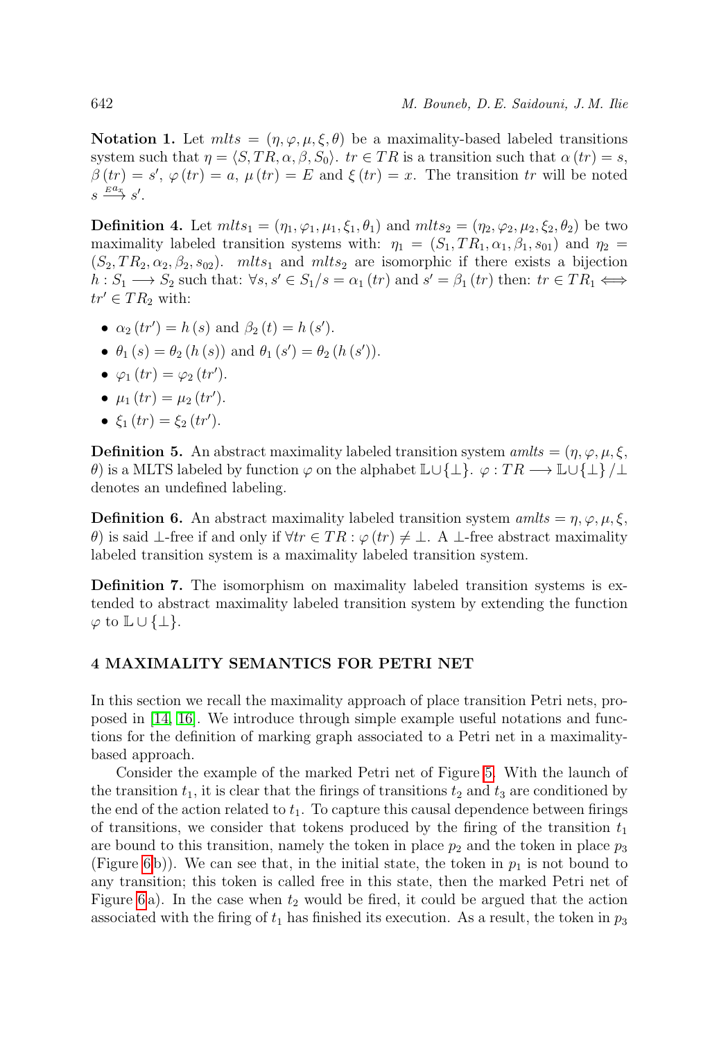**Notation 1.** Let $mlts = (\eta, \varphi, \mu, \xi, \theta)$ be a maximality-based labeled transitions system such that $\eta = \langle S, TR, \alpha, \beta, S_0 \rangle$. $tr \in TR$ is a transition such that $\alpha(tr) = s$, $\beta(tr) = s'$, $\varphi(tr) = a$, $\mu(tr) = E$ and $\xi(tr) = x$. The transition $tr$ will be noted $s \xrightarrow{E a_x} s'$.

**Definition 4.** Let $mlts_1 = (\eta_1, \varphi_1, \mu_1, \xi_1, \theta_1)$ and $mlts_2 = (\eta_2, \varphi_2, \mu_2, \xi_2, \theta_2)$ be two maximality labeled transition systems with: $\eta_1 = (S_1, TR_1, \alpha_1, \beta_1, s_{01})$ and $\eta_2 = (S_2, TR_2, \alpha_2, \beta_2, s_{02})$. $mlts_1$ and $mlts_2$ are isomorphic if there exists a bijection $h : S_1 \longrightarrow S_2$ such that: $\forall s, s' \in S_1 / s = \alpha_1(tr)$ and $s' = \beta_1(tr)$ then: $tr \in TR_1 \Longleftrightarrow tr' \in TR_2$ with:

- $\alpha_2(tr') = h(s)$ and $\beta_2(t) = h(s')$.
- $\theta_1(s) = \theta_2(h(s))$ and $\theta_1(s') = \theta_2(h(s'))$.
- $\varphi_1(tr) = \varphi_2(tr')$.
- $\mu_1(tr) = \mu_2(tr')$.
- $\xi_1(tr) = \xi_2(tr')$.

**Definition 5.** An abstract maximality labeled transition system $amlts = (\eta, \varphi, \mu, \xi, \theta)$ is a MLTS labeled by function $\varphi$ on the alphabet $\mathbb{L} \cup \{\bot\}$. $\varphi : TR \longrightarrow \mathbb{L} \cup \{\bot\} / \bot$ denotes an undefined labeling.

**Definition 6.** An abstract maximality labeled transition system $amlts = \eta, \varphi, \mu, \xi, \theta)$ is said $\bot$-free if and only if $\forall tr \in TR : \varphi(tr) \neq \bot$. A $\bot$-free abstract maximality labeled transition system is a maximality labeled transition system.

**Definition 7.** The isomorphism on maximality labeled transition systems is extended to abstract maximality labeled transition system by extending the function $\varphi$ to $\mathbb{L} \cup \{\bot\}$.

## 4 MAXIMALITY SEMANTICS FOR PETRI NET

In this section we recall the maximality approach of place transition Petri nets, proposed in [14, 16]. We introduce through simple example useful notations and functions for the definition of marking graph associated to a Petri net in a maximality-based approach.

Consider the example of the marked Petri net of Figure 5. With the launch of the transition $t_1$, it is clear that the firings of transitions $t_2$ and $t_3$ are conditioned by the end of the action related to $t_1$. To capture this causal dependence between firings of transitions, we consider that tokens produced by the firing of the transition $t_1$ are bound to this transition, namely the token in place $p_2$ and the token in place $p_3$ (Figure 6 b)). We can see that, in the initial state, the token in $p_1$ is not bound to any transition; this token is called free in this state, then the marked Petri net of Figure 6 a). In the case when $t_2$ would be fired, it could be argued that the action associated with the firing of $t_1$ has finished its execution. As a result, the token in $p_3$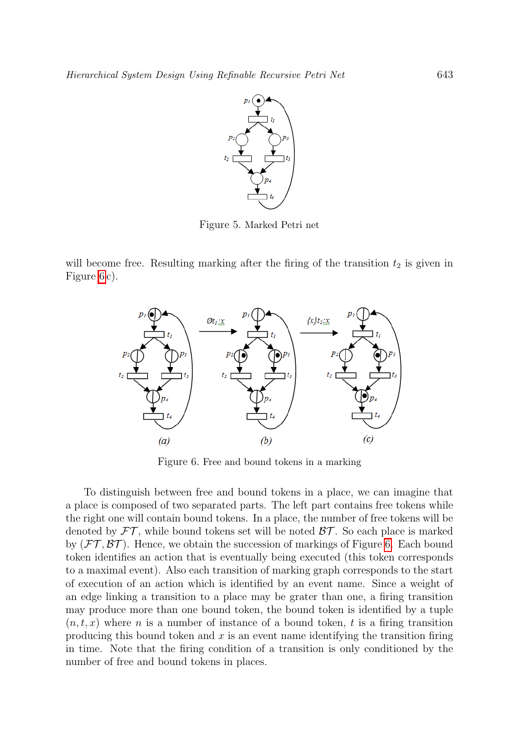Figure 5. Marked Petri net

will become free. Resulting marking after the firing of the transition $t_2$ is given in Figure 6c).

Figure 6. Free and bound tokens in a marking

To distinguish between free and bound tokens in a place, we can imagine that a place is composed of two separated parts. The left part contains free tokens while the right one will contain bound tokens. In a place, the number of free tokens will be denoted by $\mathcal{FT}$, while bound tokens set will be noted $\mathcal{BT}$. So each place is marked by $(\mathcal{FT}, \mathcal{BT})$. Hence, we obtain the succession of markings of Figure 6. Each bound token identifies an action that is eventually being executed (this token corresponds to a maximal event). Also each transition of marking graph corresponds to the start of execution of an action which is identified by an event name. Since a weight of an edge linking a transition to a place may be grater than one, a firing transition may produce more than one bound token, the bound token is identified by a tuple $(n, t, x)$ where $n$ is a number of instance of a bound token, $t$ is a firing transition producing this bound token and $x$ is an event name identifying the transition firing in time. Note that the firing condition of a transition is only conditioned by the number of free and bound tokens in places.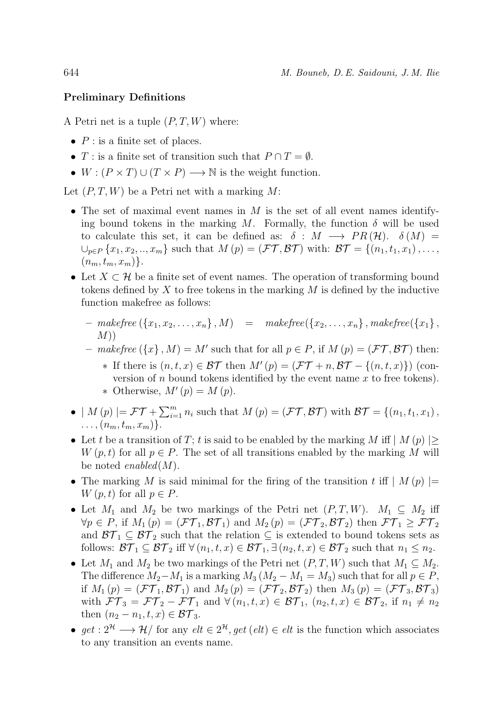**Preliminary Definitions**

A Petri net is a tuple $(P, T, W)$ where:

- $P$ : is a finite set of places.
- $T$ : is a finite set of transition such that $P \cap T = \emptyset$.
- $W : (P \times T) \cup (T \times P) \longrightarrow \mathbb{N}$ is the weight function.

Let $(P, T, W)$ be a Petri net with a marking $M$:

- The set of maximal event names in $M$ is the set of all event names identifying bound tokens in the marking $M$. Formally, the function $\delta$ will be used to calculate this set, it can be defined as: $\delta : M \longrightarrow PR(\mathcal{H})$. $\delta(M) = \cup_{p \in P} \{x_1, x_2, .., x_m\}$ such that $M(p) = (\mathcal{FT}, \mathcal{BT})$ with: $\mathcal{BT} = \{(n_1, t_1, x_1), \ldots, (n_m, t_m, x_m)\}$.
- Let $X \subset \mathcal{H}$ be a finite set of event names. The operation of transforming bound tokens defined by $X$ to free tokens in the marking $M$ is defined by the inductive function makefree as follows:
  - *makefree* $(\{x_1, x_2, \ldots, x_n\}, M) \quad = \quad$ *makefree*$(\{x_2, \ldots, x_n\}, $ *makefree*$(\{x_1\}, M))$
  - *makefree* $(\{x\}, M) = M'$ such that for all $p \in P$, if $M(p) = (\mathcal{FT}, \mathcal{BT})$ then:
    - If there is $(n, t, x) \in \mathcal{BT}$ then $M'(p) = (\mathcal{FT} + n, \mathcal{BT} - \{(n, t, x)\})$ (conversion of $n$ bound tokens identified by the event name $x$ to free tokens).
    - Otherwise, $M'(p) = M(p)$.
- $| M(p) | = \mathcal{FT} + \sum_{i=1}^{m} n_i$ such that $M(p) = (\mathcal{FT}, \mathcal{BT})$ with $\mathcal{BT} = \{(n_1, t_1, x_1), \ldots, (n_m, t_m, x_m)\}$.
- Let $t$ be a transition of $T$; $t$ is said to be enabled by the marking $M$ iff $| M(p) | \geq W(p, t)$ for all $p \in P$. The set of all transitions enabled by the marking $M$ will be noted *enabled*$(M)$.
- The marking $M$ is said minimal for the firing of the transition $t$ iff $| M(p) | = W(p, t)$ for all $p \in P$.
- Let $M_1$ and $M_2$ be two markings of the Petri net $(P, T, W)$. $M_1 \subseteq M_2$ iff $\forall p \in P$, if $M_1(p) = (\mathcal{FT}_1, \mathcal{BT}_1)$ and $M_2(p) = (\mathcal{FT}_2, \mathcal{BT}_2)$ then $\mathcal{FT}_1 \geq \mathcal{FT}_2$ and $\mathcal{BT}_1 \subseteq \mathcal{BT}_2$ such that the relation $\subseteq$ is extended to bound tokens sets as follows: $\mathcal{BT}_1 \subseteq \mathcal{BT}_2$ iff $\forall (n_1, t, x) \in \mathcal{BT}_1, \exists (n_2, t, x) \in \mathcal{BT}_2$ such that $n_1 \leq n_2$.
- Let $M_1$ and $M_2$ be two markings of the Petri net $(P, T, W)$ such that $M_1 \subseteq M_2$. The difference $M_2 - M_1$ is a marking $M_3$ $(M_2 - M_1 = M_3)$ such that for all $p \in P$, if $M_1(p) = (\mathcal{FT}_1, \mathcal{BT}_1)$ and $M_2(p) = (\mathcal{FT}_2, \mathcal{BT}_2)$ then $M_3(p) = (\mathcal{FT}_3, \mathcal{BT}_3)$ with $\mathcal{FT}_3 = \mathcal{FT}_2 - \mathcal{FT}_1$ and $\forall (n_1, t, x) \in \mathcal{BT}_1$, $(n_2, t, x) \in \mathcal{BT}_2$, if $n_1 \neq n_2$ then $(n_2 - n_1, t, x) \in \mathcal{BT}_3$.
- $get : 2^{\mathcal{H}} \longrightarrow \mathcal{H}/$ for any $elt \in 2^{\mathcal{H}}$, $get(elt) \in elt$ is the function which associates to any transition an events name.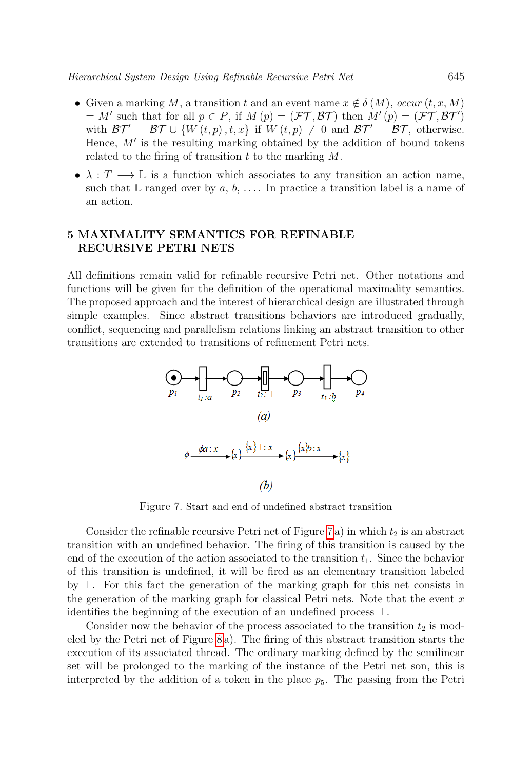- Given a marking $M$, a transition $t$ and an event name $x \notin \delta(M)$, *occur* $(t, x, M) = M'$ such that for all $p \in P$, if $M(p) = (\mathcal{FT}, \mathcal{BT})$ then $M'(p) = (\mathcal{FT}, \mathcal{BT}')$ with $\mathcal{BT}' = \mathcal{BT} \cup \{W(t,p), t, x\}$ if $W(t,p) \neq 0$ and $\mathcal{BT}' = \mathcal{BT}$, otherwise. Hence, $M'$ is the resulting marking obtained by the addition of bound tokens related to the firing of transition $t$ to the marking $M$.
- $\lambda : T \longrightarrow \mathbb{L}$ is a function which associates to any transition an action name, such that $\mathbb{L}$ ranged over by $a$, $b$, .... In practice a transition label is a name of an action.

## 5 MAXIMALITY SEMANTICS FOR REFINABLE RECURSIVE PETRI NETS

All definitions remain valid for refinable recursive Petri net. Other notations and functions will be given for the definition of the operational maximality semantics. The proposed approach and the interest of hierarchical design are illustrated through simple examples. Since abstract transitions behaviors are introduced gradually, conflict, sequencing and parallelism relations linking an abstract transition to other transitions are extended to transitions of refinement Petri nets.

Figure 7. Start and end of undefined abstract transition

Consider the refinable recursive Petri net of Figure 7a) in which $t_2$ is an abstract transition with an undefined behavior. The firing of this transition is caused by the end of the execution of the action associated to the transition $t_1$. Since the behavior of this transition is undefined, it will be fired as an elementary transition labeled by $\perp$. For this fact the generation of the marking graph for this net consists in the generation of the marking graph for classical Petri nets. Note that the event $x$ identifies the beginning of the execution of an undefined process $\perp$.

Consider now the behavior of the process associated to the transition $t_2$ is modeled by the Petri net of Figure 8a). The firing of this abstract transition starts the execution of its associated thread. The ordinary marking defined by the semilinear set will be prolonged to the marking of the instance of the Petri net son, this is interpreted by the addition of a token in the place $p_5$. The passing from the Petri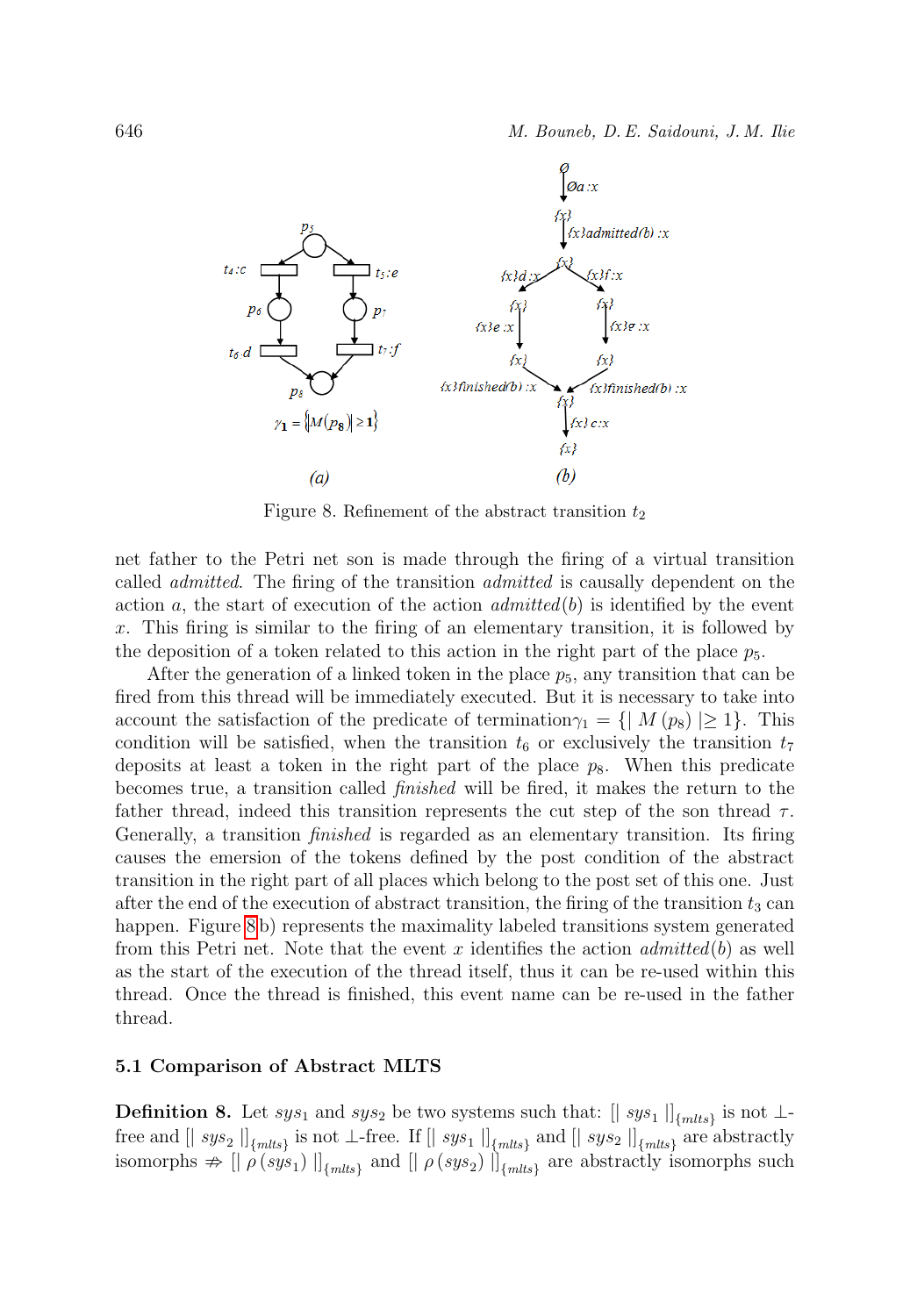Figure 8. Refinement of the abstract transition $t_2$

net father to the Petri net son is made through the firing of a virtual transition called *admitted*. The firing of the transition *admitted* is causally dependent on the action $a$, the start of execution of the action $admitted(b)$ is identified by the event $x$. This firing is similar to the firing of an elementary transition, it is followed by the deposition of a token related to this action in the right part of the place $p_5$.

After the generation of a linked token in the place $p_5$, any transition that can be fired from this thread will be immediately executed. But it is necessary to take into account the satisfaction of the predicate of termination$\gamma_1 = \{| M(p_8) | \geq 1\}$. This condition will be satisfied, when the transition $t_6$ or exclusively the transition $t_7$ deposits at least a token in the right part of the place $p_8$. When this predicate becomes true, a transition called *finished* will be fired, it makes the return to the father thread, indeed this transition represents the cut step of the son thread $\tau$. Generally, a transition *finished* is regarded as an elementary transition. Its firing causes the emersion of the tokens defined by the post condition of the abstract transition in the right part of all places which belong to the post set of this one. Just after the end of the execution of abstract transition, the firing of the transition $t_3$ can happen. Figure 8b) represents the maximality labeled transitions system generated from this Petri net. Note that the event $x$ identifies the action $admitted(b)$ as well as the start of the execution of the thread itself, thus it can be re-used within this thread. Once the thread is finished, this event name can be re-used in the father thread.

### 5.1 Comparison of Abstract MLTS

**Definition 8.** Let $sys_1$ and $sys_2$ be two systems such that: $[| \; sys_1 \; |]_{\{mlts\}}$ is not $\perp$-free and $[| \; sys_2 \; |]_{\{mlts\}}$ is not $\perp$-free. If $[| \; sys_1 \; |]_{\{mlts\}}$ and $[| \; sys_2 \; |]_{\{mlts\}}$ are abstractly isomorphs $\not\Rightarrow$ $[| \; \rho(sys_1) \; |]_{\{mlts\}}$ and $[| \; \rho(sys_2) \; |]_{\{mlts\}}$ are abstractly isomorphs such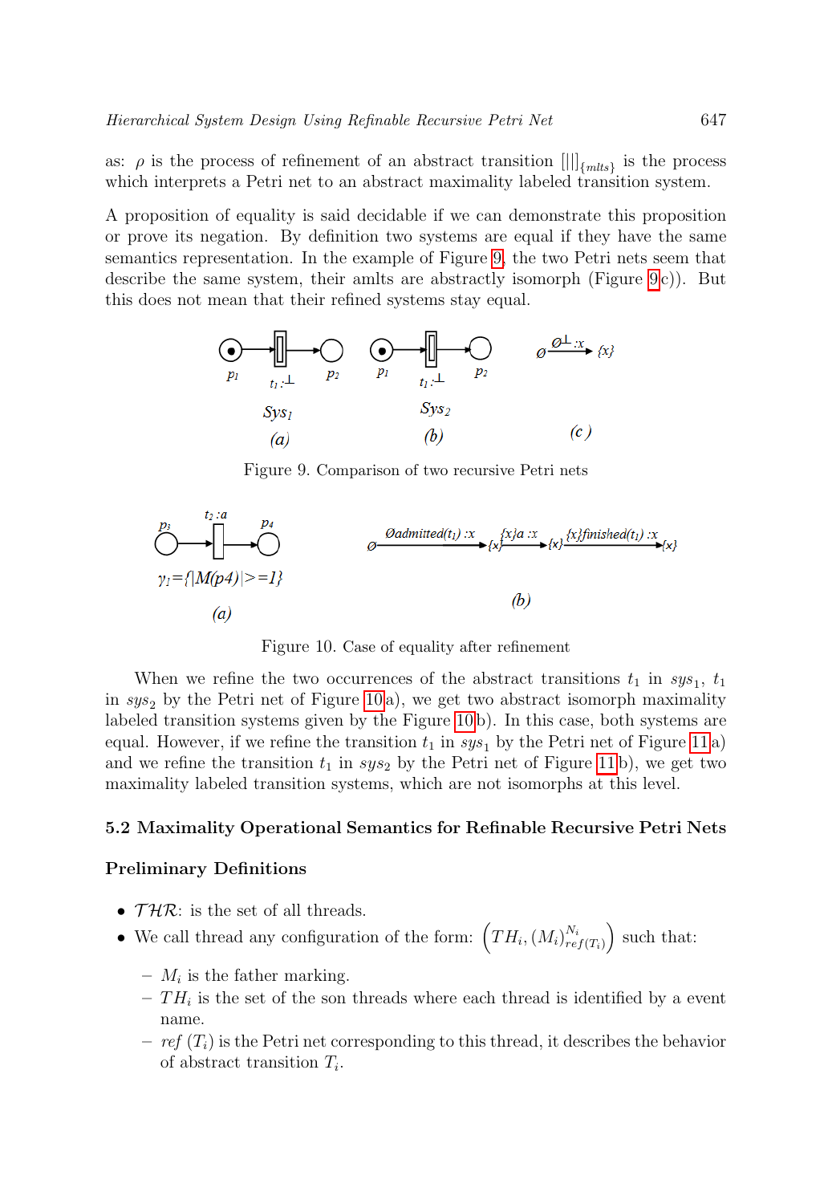as: $\rho$ is the process of refinement of an abstract transition $[||]_{\{mlts\}}$ is the process which interprets a Petri net to an abstract maximality labeled transition system.

A proposition of equality is said decidable if we can demonstrate this proposition or prove its negation. By definition two systems are equal if they have the same semantics representation. In the example of Figure 9, the two Petri nets seem that describe the same system, their amlts are abstractly isomorph (Figure 9c)). But this does not mean that their refined systems stay equal.

Figure 9. Comparison of two recursive Petri nets

Figure 10. Case of equality after refinement

When we refine the two occurrences of the abstract transitions $t_1$ in $sys_1$, $t_1$ in $sys_2$ by the Petri net of Figure 10a), we get two abstract isomorph maximality labeled transition systems given by the Figure 10b). In this case, both systems are equal. However, if we refine the transition $t_1$ in $sys_1$ by the Petri net of Figure 11a) and we refine the transition $t_1$ in $sys_2$ by the Petri net of Figure 11b), we get two maximality labeled transition systems, which are not isomorphs at this level.

### 5.2 Maximality Operational Semantics for Refinable Recursive Petri Nets

#### Preliminary Definitions

- $\mathcal{THR}$: is the set of all threads.
- We call thread any configuration of the form: $\left(TH_i, (M_i)^{N_i}_{ref(T_i)}\right)$ such that:
  - $M_i$ is the father marking.
  - $TH_i$ is the set of the son threads where each thread is identified by a event name.
  - $ref\ (T_i)$ is the Petri net corresponding to this thread, it describes the behavior of abstract transition $T_i$.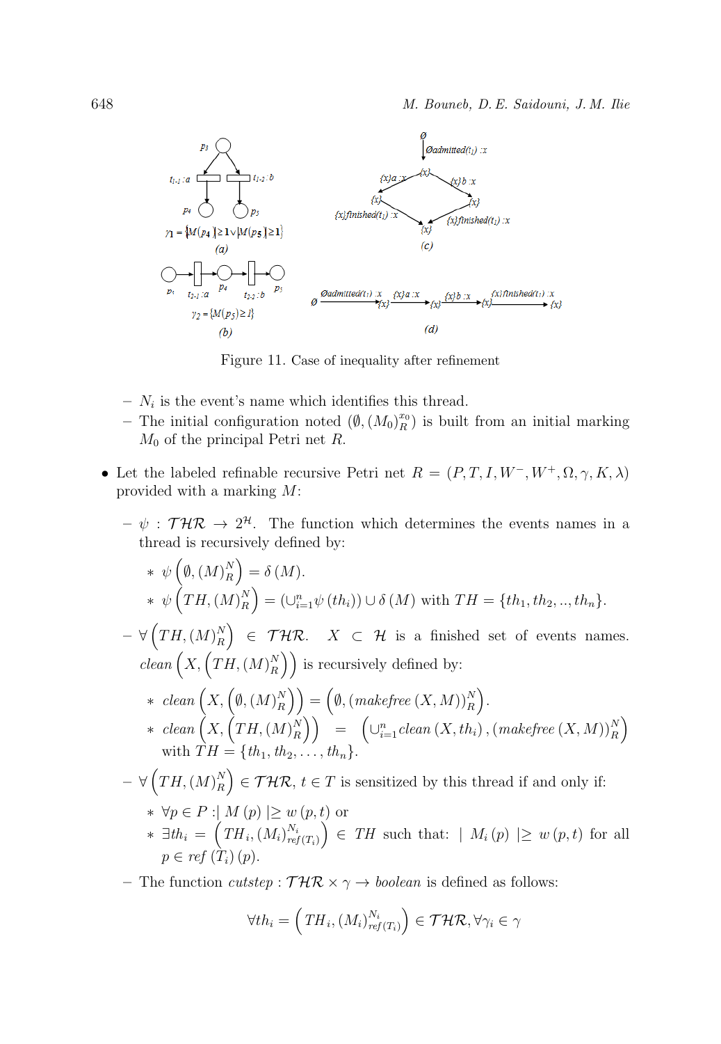Figure 11. Case of inequality after refinement

- $N_i$ is the event's name which identifies this thread.
- The initial configuration noted $(\emptyset, (M_0)_R^{x_0})$ is built from an initial marking $M_0$ of the principal Petri net $R$.

- Let the labeled refinable recursive Petri net $R = (P, T, I, W^-, W^+, \Omega, \gamma, K, \lambda)$ provided with a marking $M$:

  - $\psi : \mathcal{THR} \to 2^{\mathcal{H}}$. The function which determines the events names in a thread is recursively defined by:
    * $\psi\left(\emptyset, (M)_R^N\right) = \delta(M)$.
    * $\psi\left(TH, (M)_R^N\right) = \left(\cup_{i=1}^n \psi(th_i)\right) \cup \delta(M)$ with $TH = \{th_1, th_2, .., th_n\}$.
  - $\forall \left(TH, (M)_R^N\right) \in \mathcal{THR}$. $X \subset \mathcal{H}$ is a finished set of events names. $clean\left(X, \left(TH, (M)_R^N\right)\right)$ is recursively defined by:
    * $clean\left(X, \left(\emptyset, (M)_R^N\right)\right) = \left(\emptyset, (makefree(X, M))_R^N\right)$.
    * $clean\left(X, \left(TH, (M)_R^N\right)\right) = \left(\cup_{i=1}^n clean(X, th_i), (makefree(X, M))_R^N\right)$ with $TH = \{th_1, th_2, \ldots, th_n\}$.
  - $\forall \left(TH, (M)_R^N\right) \in \mathcal{THR}$, $t \in T$ is sensitized by this thread if and only if:
    * $\forall p \in P :\mid M(p) \mid \geq w(p, t)$ or
    * $\exists th_i = \left(TH_i, (M_i)_{ref(T_i)}^{N_i}\right) \in TH$ such that: $\mid M_i(p) \mid \geq w(p, t)$ for all $p \in ref(T_i)(p)$.
  - The function $cutstep : \mathcal{THR} \times \gamma \to boolean$ is defined as follows:

$$\forall th_i = \left(TH_i, (M_i)_{ref(T_i)}^{N_i}\right) \in \mathcal{THR}, \forall \gamma_i \in \gamma$$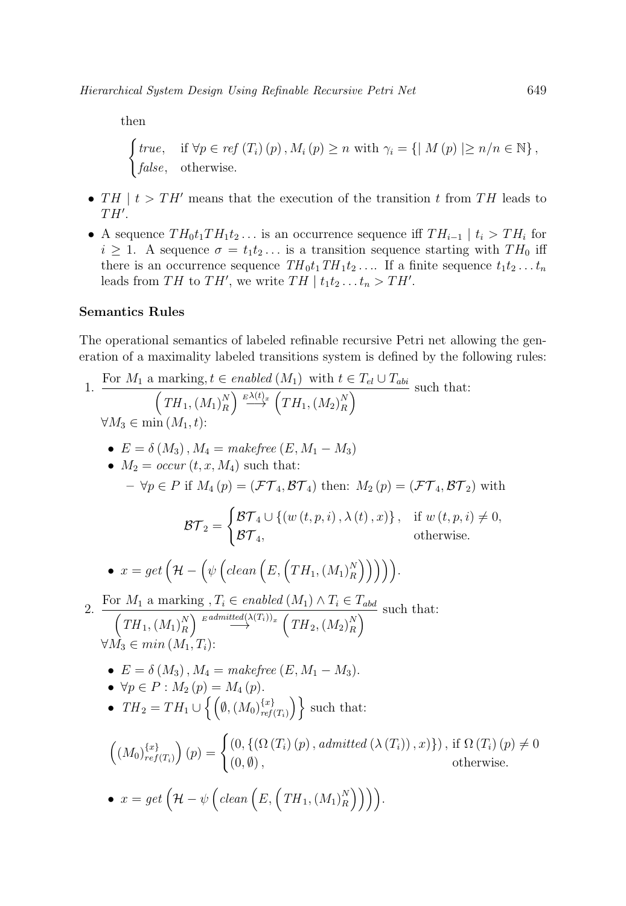then

$$\begin{cases} true, & \text{if } \forall p \in \mathit{ref}\,(T_i)\,(p)\,, M_i\,(p) \geq n \text{ with } \gamma_i = \{\mid M\,(p) \mid \geq n / n \in \mathbb{N}\}\,, \\ false, & \text{otherwise.} \end{cases}$$

- $TH \mid t > TH'$ means that the execution of the transition $t$ from $TH$ leads to $TH'$.
- A sequence $TH_0 t_1 TH_1 t_2 \ldots$ is an occurrence sequence iff $TH_{i-1} \mid t_i > TH_i$ for $i \geq 1$. A sequence $\sigma = t_1 t_2 \ldots$ is a transition sequence starting with $TH_0$ iff there is an occurrence sequence $TH_0 t_1 TH_1 t_2 \ldots$. If a finite sequence $t_1 t_2 \ldots t_n$ leads from $TH$ to $TH'$, we write $TH \mid t_1 t_2 \ldots t_n > TH'$.

**Semantics Rules**

The operational semantics of labeled refinable recursive Petri net allowing the generation of a maximality labeled transitions system is defined by the following rules:

1. $\dfrac{\text{For } M_1 \text{ a marking}, t \in \mathit{enabled}\,(M_1) \text{ with } t \in T_{el} \cup T_{abi}}{\left(TH_1, (M_1)_R^N\right) \overset{E\,\lambda(t)_x}{\longrightarrow} \left(TH_1, (M_2)_R^N\right)}$ such that:
   $\forall M_3 \in \min\,(M_1, t)$:
   - $E = \delta\,(M_3)\,, M_4 = \mathit{makefree}\,(E, M_1 - M_3)$
   - $M_2 = \mathit{occur}\,(t, x, M_4)$ such that:
     - $\forall p \in P$ if $M_4\,(p) = (\mathcal{FT}_4, \mathcal{BT}_4)$ then: $M_2\,(p) = (\mathcal{FT}_4, \mathcal{BT}_2)$ with

     $$\mathcal{BT}_2 = \begin{cases} \mathcal{BT}_4 \cup \{(w\,(t,p,i)\,, \lambda\,(t)\,, x)\}\,, & \text{if } w\,(t,p,i) \neq 0, \\ \mathcal{BT}_4, & \text{otherwise.} \end{cases}$$

   - $x = \mathit{get}\left(\mathcal{H} - \left(\psi\left(\mathit{clean}\left(E, \left(TH_1, (M_1)_R^N\right)\right)\right)\right)\right)$.

2. $\dfrac{\text{For } M_1 \text{ a marking }, T_i \in \mathit{enabled}\,(M_1) \wedge T_i \in T_{abd}}{\left(TH_1, (M_1)_R^N\right) \overset{E\,\mathit{admitted}(\lambda(T_i))_x}{\longrightarrow} \left(TH_2, (M_2)_R^N\right)}$ such that:
   $\forall M_3 \in \mathit{min}\,(M_1, T_i)$:
   - $E = \delta\,(M_3)\,, M_4 = \mathit{makefree}\,(E, M_1 - M_3)$.
   - $\forall p \in P : M_2\,(p) = M_4\,(p)$.
   - $TH_2 = TH_1 \cup \left\{\left(\emptyset, (M_0)_{\mathit{ref}(T_i)}^{\{x\}}\right)\right\}$ such that:

   $$\left((M_0)_{\mathit{ref}(T_i)}^{\{x\}}\right)(p) = \begin{cases} (0, \{(\Omega\,(T_i)\,(p)\,, \mathit{admitted}\,(\lambda\,(T_i))\,, x)\})\,, & \text{if } \Omega\,(T_i)\,(p) \neq 0 \\ (0, \emptyset)\,, & \text{otherwise.} \end{cases}$$

   - $x = \mathit{get}\left(\mathcal{H} - \psi\left(\mathit{clean}\left(E, \left(TH_1, (M_1)_R^N\right)\right)\right)\right)$.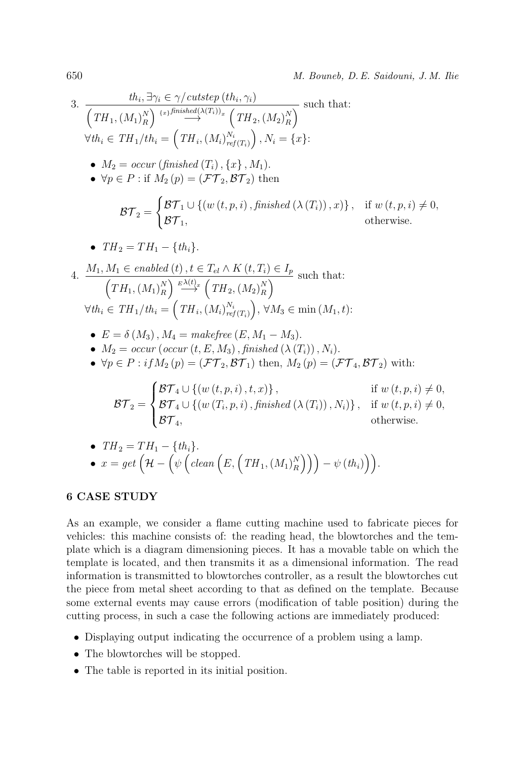3. $$\frac{th_i, \exists \gamma_i \in \gamma / cutstep\,(th_i, \gamma_i)}{\left(TH_1, (M_1)_R^N\right) \overset{\{x\} finished(\lambda(T_i))_x}{\longrightarrow} \left(TH_2, (M_2)_R^N\right)}$$ such that:

$\forall th_i \in TH_1 / th_i = \left(TH_i, (M_i)_{ref(T_i)}^{N_i}\right), N_i = \{x\}$:

- $M_2 = occur\,(finished\,(T_i), \{x\}, M_1)$.
- $\forall p \in P$ : if $M_2(p) = (\mathcal{FT}_2, \mathcal{BT}_2)$ then

$$\mathcal{BT}_2 = \begin{cases} \mathcal{BT}_1 \cup \{(w\,(t,p,i), finished\,(\lambda\,(T_i)), x)\}, & \text{if } w\,(t,p,i) \neq 0, \\ \mathcal{BT}_1, & \text{otherwise.} \end{cases}$$

- $TH_2 = TH_1 - \{th_i\}$.

4. $$\frac{M_1, M_1 \in enabled\,(t), t \in T_{el} \wedge K\,(t, T_i) \in I_p}{\left(TH_1, (M_1)_R^N\right) \overset{E\lambda(t)_x}{\longrightarrow} \left(TH_2, (M_2)_R^N\right)}$$ such that:

$\forall th_i \in TH_1 / th_i = \left(TH_i, (M_i)_{ref(T_i)}^{N_i}\right)$, $\forall M_3 \in \min\,(M_1, t)$:

- $E = \delta\,(M_3), M_4 = makefree\,(E, M_1 - M_3)$.
- $M_2 = occur\,(occur\,(t, E, M_3), finished\,(\lambda\,(T_i)), N_i)$.
- $\forall p \in P : if\, M_2(p) = (\mathcal{FT}_2, \mathcal{BT}_1)$ then, $M_2(p) = (\mathcal{FT}_4, \mathcal{BT}_2)$ with:

$$\mathcal{BT}_2 = \begin{cases} \mathcal{BT}_4 \cup \{(w\,(t,p,i), t, x)\}, & \text{if } w\,(t,p,i) \neq 0, \\ \mathcal{BT}_4 \cup \{(w\,(T_i,p,i), finished\,(\lambda\,(T_i)), N_i)\}, & \text{if } w\,(t,p,i) \neq 0, \\ \mathcal{BT}_4, & \text{otherwise.} \end{cases}$$

- $TH_2 = TH_1 - \{th_i\}$.
- $x = get\left(\mathcal{H} - \left(\psi\left(clean\left(E, \left(TH_1, (M_1)_R^N\right)\right)\right) - \psi\,(th_i)\right)\right)$.

## 6 CASE STUDY

As an example, we consider a flame cutting machine used to fabricate pieces for vehicles: this machine consists of: the reading head, the blowtorches and the template which is a diagram dimensioning pieces. It has a movable table on which the template is located, and then transmits it as a dimensional information. The read information is transmitted to blowtorches controller, as a result the blowtorches cut the piece from metal sheet according to that as defined on the template. Because some external events may cause errors (modification of table position) during the cutting process, in such a case the following actions are immediately produced:

- Displaying output indicating the occurrence of a problem using a lamp.
- The blowtorches will be stopped.
- The table is reported in its initial position.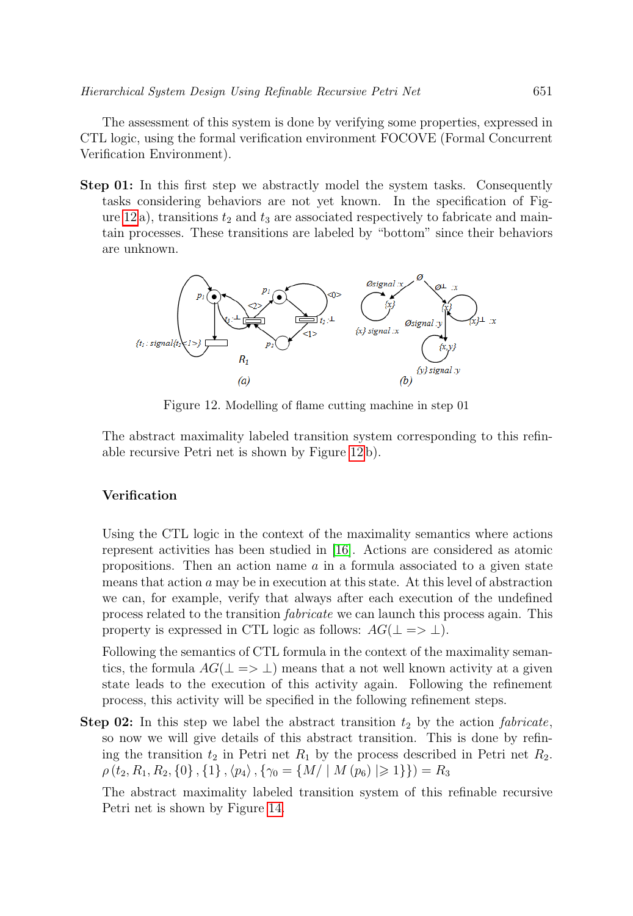The assessment of this system is done by verifying some properties, expressed in CTL logic, using the formal verification environment FOCOVE (Formal Concurrent Verification Environment).

**Step 01:** In this first step we abstractly model the system tasks. Consequently tasks considering behaviors are not yet known. In the specification of Figure 12a), transitions $t_2$ and $t_3$ are associated respectively to fabricate and maintain processes. These transitions are labeled by "bottom" since their behaviors are unknown.

Figure 12. Modelling of flame cutting machine in step 01

The abstract maximality labeled transition system corresponding to this refinable recursive Petri net is shown by Figure 12b).

**Verification**

Using the CTL logic in the context of the maximality semantics where actions represent activities has been studied in [16]. Actions are considered as atomic propositions. Then an action name $a$ in a formula associated to a given state means that action $a$ may be in execution at this state. At this level of abstraction we can, for example, verify that always after each execution of the undefined process related to the transition *fabricate* we can launch this process again. This property is expressed in CTL logic as follows: $AG(\perp => \perp)$.

Following the semantics of CTL formula in the context of the maximality semantics, the formula $AG(\perp => \perp)$ means that a not well known activity at a given state leads to the execution of this activity again. Following the refinement process, this activity will be specified in the following refinement steps.

**Step 02:** In this step we label the abstract transition $t_2$ by the action *fabricate*, so now we will give details of this abstract transition. This is done by refining the transition $t_2$ in Petri net $R_1$ by the process described in Petri net $R_2$. $\rho\left(t_2, R_1, R_2, \{0\}, \{1\}, \langle p_4 \rangle, \{\gamma_0 = \{M/ \mid M\left(p_6\right) \mid \geqslant 1\}\}\right) = R_3$

The abstract maximality labeled transition system of this refinable recursive Petri net is shown by Figure 14.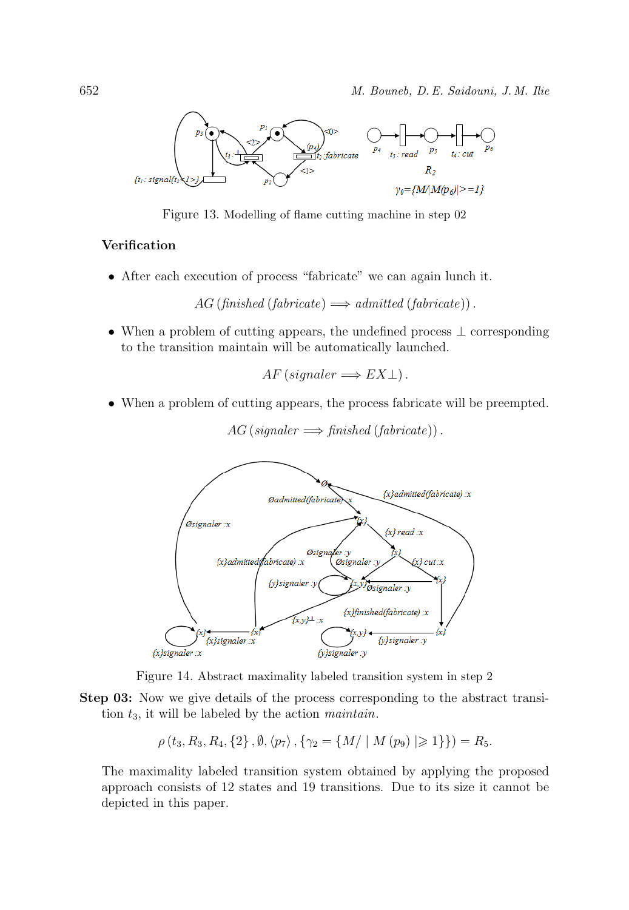Figure 13. Modelling of flame cutting machine in step 02

**Verification**

- After each execution of process "fabricate" we can again lunch it.

$$AG\left(finished\left(fabricate\right) \Longrightarrow admitted\left(fabricate\right)\right).$$

- When a problem of cutting appears, the undefined process $\perp$ corresponding to the transition maintain will be automatically launched.

$$AF\left(signaler \Longrightarrow EX\perp\right).$$

- When a problem of cutting appears, the process fabricate will be preempted.

$$AG\left(signaler \Longrightarrow finished\left(fabricate\right)\right).$$

Figure 14. Abstract maximality labeled transition system in step 2

**Step 03:** Now we give details of the process corresponding to the abstract transition $t_3$, it will be labeled by the action *maintain*.

$$\rho\left(t_3, R_3, R_4, \{2\}, \emptyset, \langle p_7\rangle, \{\gamma_2 = \{M/\mid M\left(p_9\right)\mid \geqslant 1\}\}\right) = R_5.$$

The maximality labeled transition system obtained by applying the proposed approach consists of 12 states and 19 transitions. Due to its size it cannot be depicted in this paper.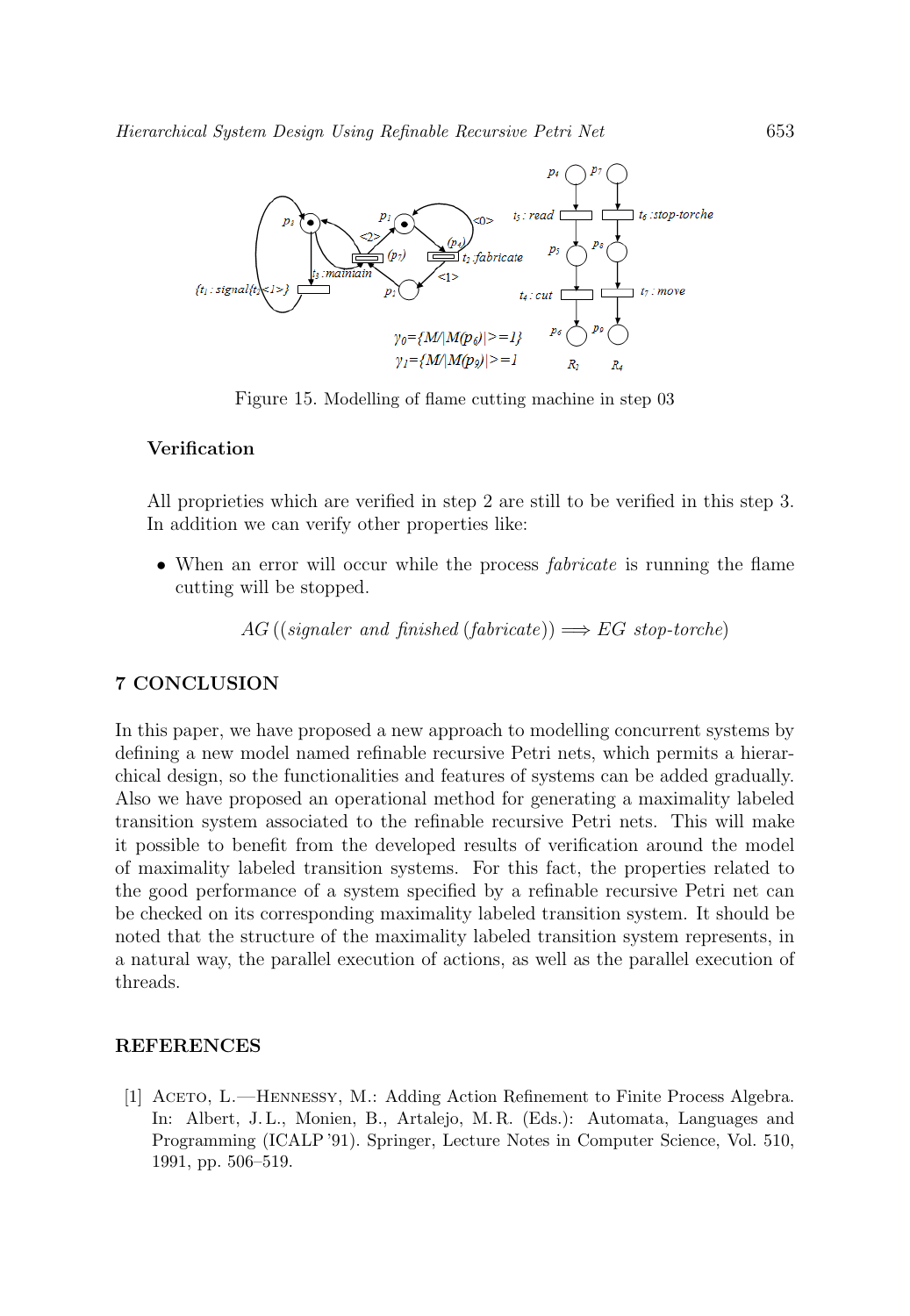Figure 15. Modelling of flame cutting machine in step 03

### Verification

All proprieties which are verified in step 2 are still to be verified in this step 3. In addition we can verify other properties like:

- When an error will occur while the process *fabricate* is running the flame cutting will be stopped.

$$AG\,((signaler\ \ and\ \ finished\,(fabricate)) \Longrightarrow EG\ \ stop\text{-}torche)$$

## 7 CONCLUSION

In this paper, we have proposed a new approach to modelling concurrent systems by defining a new model named refinable recursive Petri nets, which permits a hierarchical design, so the functionalities and features of systems can be added gradually. Also we have proposed an operational method for generating a maximality labeled transition system associated to the refinable recursive Petri nets. This will make it possible to benefit from the developed results of verification around the model of maximality labeled transition systems. For this fact, the properties related to the good performance of a system specified by a refinable recursive Petri net can be checked on its corresponding maximality labeled transition system. It should be noted that the structure of the maximality labeled transition system represents, in a natural way, the parallel execution of actions, as well as the parallel execution of threads.

## REFERENCES

[1] Aceto, L.—Hennessy, M.: Adding Action Refinement to Finite Process Algebra. In: Albert, J. L., Monien, B., Artalejo, M. R. (Eds.): Automata, Languages and Programming (ICALP '91). Springer, Lecture Notes in Computer Science, Vol. 510, 1991, pp. 506–519.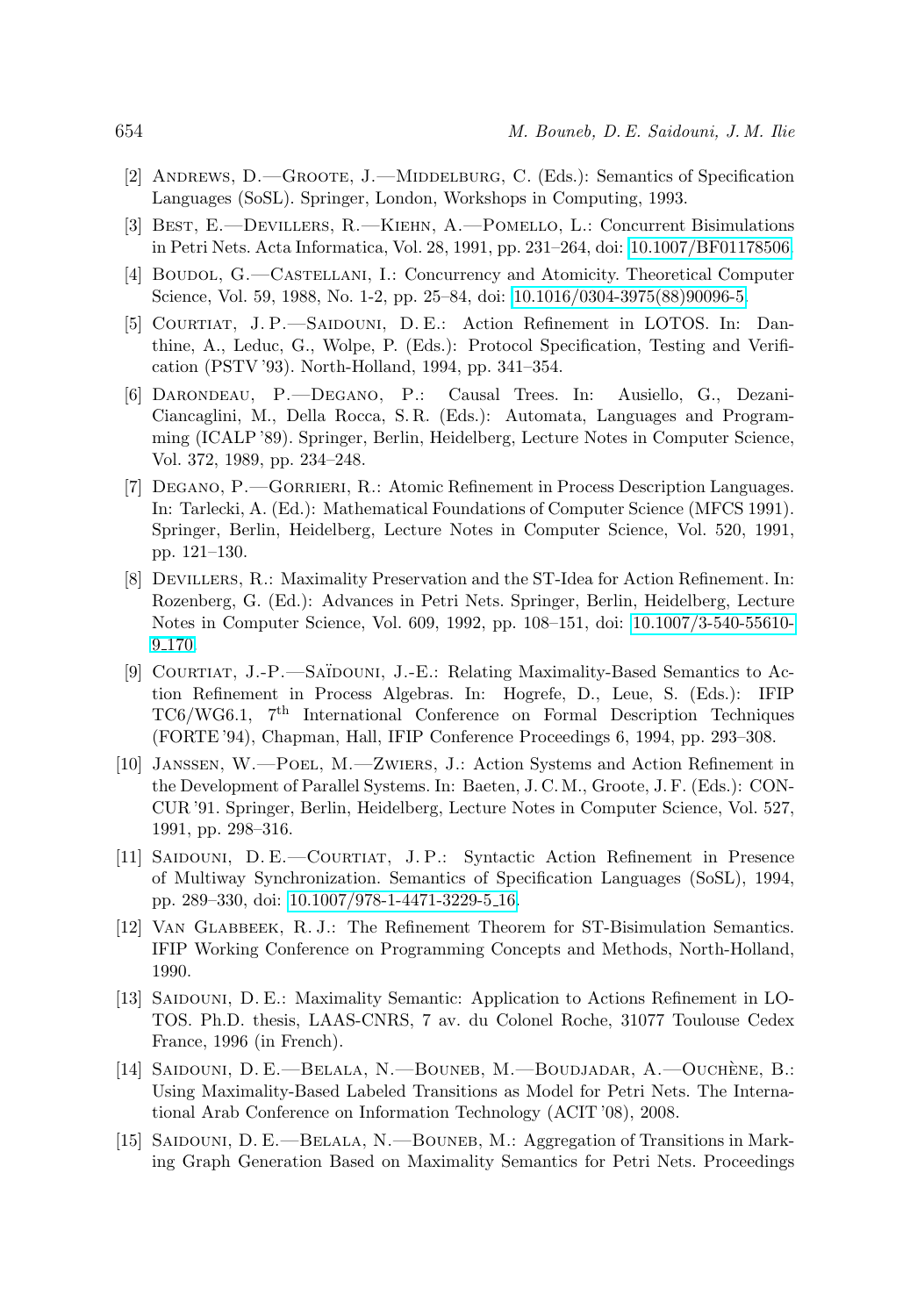[2] Andrews, D.—Groote, J.—Middelburg, C. (Eds.): Semantics of Specification Languages (SoSL). Springer, London, Workshops in Computing, 1993.

[3] Best, E.—Devillers, R.—Kiehn, A.—Pomello, L.: Concurrent Bisimulations in Petri Nets. Acta Informatica, Vol. 28, 1991, pp. 231–264, doi: 10.1007/BF01178506.

[4] Boudol, G.—Castellani, I.: Concurrency and Atomicity. Theoretical Computer Science, Vol. 59, 1988, No. 1-2, pp. 25–84, doi: 10.1016/0304-3975(88)90096-5.

[5] Courtiat, J. P.—Saidouni, D. E.: Action Refinement in LOTOS. In: Danthine, A., Leduc, G., Wolpe, P. (Eds.): Protocol Specification, Testing and Verification (PSTV '93). North-Holland, 1994, pp. 341–354.

[6] Darondeau, P.—Degano, P.: Causal Trees. In: Ausiello, G., Dezani-Ciancaglini, M., Della Rocca, S. R. (Eds.): Automata, Languages and Programming (ICALP '89). Springer, Berlin, Heidelberg, Lecture Notes in Computer Science, Vol. 372, 1989, pp. 234–248.

[7] Degano, P.—Gorrieri, R.: Atomic Refinement in Process Description Languages. In: Tarlecki, A. (Ed.): Mathematical Foundations of Computer Science (MFCS 1991). Springer, Berlin, Heidelberg, Lecture Notes in Computer Science, Vol. 520, 1991, pp. 121–130.

[8] Devillers, R.: Maximality Preservation and the ST-Idea for Action Refinement. In: Rozenberg, G. (Ed.): Advances in Petri Nets. Springer, Berlin, Heidelberg, Lecture Notes in Computer Science, Vol. 609, 1992, pp. 108–151, doi: 10.1007/3-540-55610-9_170.

[9] Courtiat, J.-P.—Saïdouni, J.-E.: Relating Maximality-Based Semantics to Action Refinement in Process Algebras. In: Hogrefe, D., Leue, S. (Eds.): IFIP TC6/WG6.1, 7th International Conference on Formal Description Techniques (FORTE '94), Chapman, Hall, IFIP Conference Proceedings 6, 1994, pp. 293–308.

[10] Janssen, W.—Poel, M.—Zwiers, J.: Action Systems and Action Refinement in the Development of Parallel Systems. In: Baeten, J. C. M., Groote, J. F. (Eds.): CONCUR '91. Springer, Berlin, Heidelberg, Lecture Notes in Computer Science, Vol. 527, 1991, pp. 298–316.

[11] Saidouni, D. E.—Courtiat, J. P.: Syntactic Action Refinement in Presence of Multiway Synchronization. Semantics of Specification Languages (SoSL), 1994, pp. 289–330, doi: 10.1007/978-1-4471-3229-5_16.

[12] Van Glabbeek, R. J.: The Refinement Theorem for ST-Bisimulation Semantics. IFIP Working Conference on Programming Concepts and Methods, North-Holland, 1990.

[13] Saidouni, D. E.: Maximality Semantic: Application to Actions Refinement in LOTOS. Ph.D. thesis, LAAS-CNRS, 7 av. du Colonel Roche, 31077 Toulouse Cedex France, 1996 (in French).

[14] Saidouni, D. E.—Belala, N.—Bouneb, M.—Boudjadar, A.—Ouchène, B.: Using Maximality-Based Labeled Transitions as Model for Petri Nets. The International Arab Conference on Information Technology (ACIT '08), 2008.

[15] Saidouni, D. E.—Belala, N.—Bouneb, M.: Aggregation of Transitions in Marking Graph Generation Based on Maximality Semantics for Petri Nets. Proceedings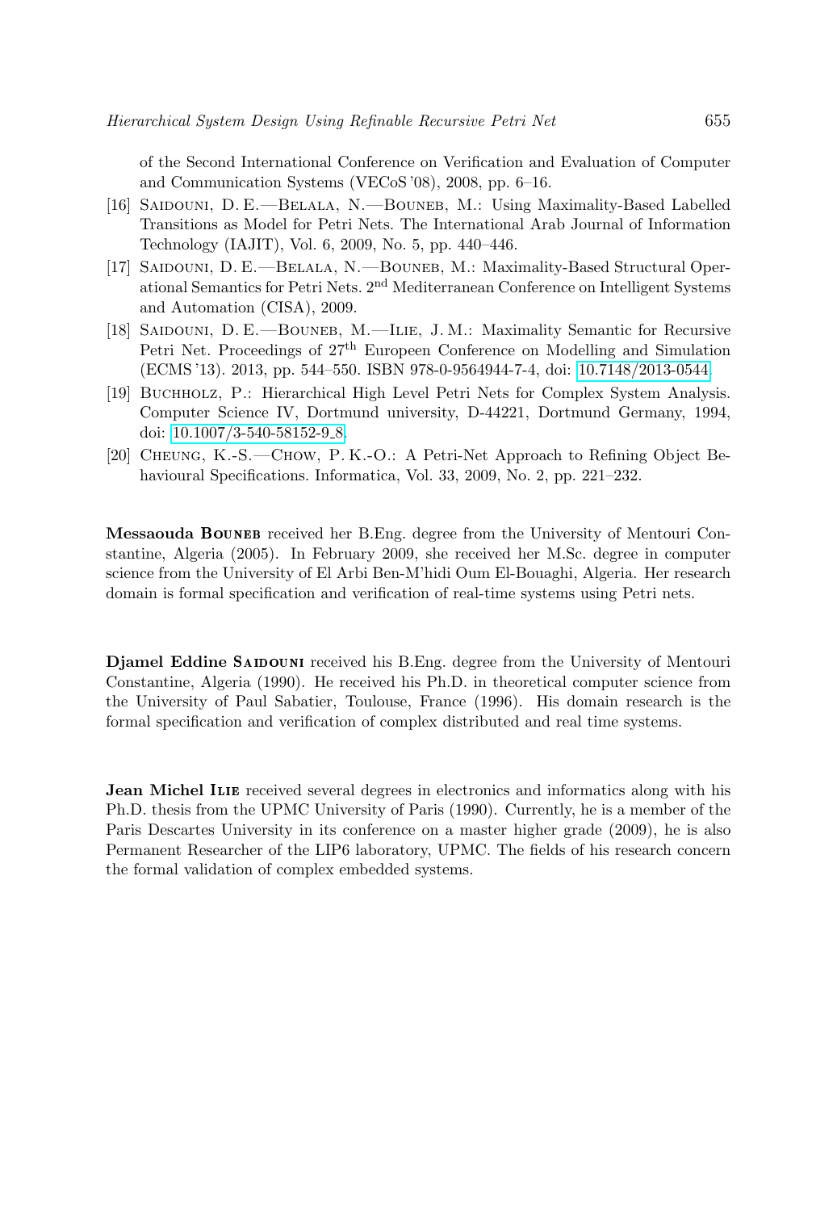of the Second International Conference on Verification and Evaluation of Computer and Communication Systems (VECoS '08), 2008, pp. 6–16.

[16] Saidouni, D. E.—Belala, N.—Bouneb, M.: Using Maximality-Based Labelled Transitions as Model for Petri Nets. The International Arab Journal of Information Technology (IAJIT), Vol. 6, 2009, No. 5, pp. 440–446.

[17] Saidouni, D. E.—Belala, N.—Bouneb, M.: Maximality-Based Structural Operational Semantics for Petri Nets. 2nd Mediterranean Conference on Intelligent Systems and Automation (CISA), 2009.

[18] Saidouni, D. E.—Bouneb, M.—Ilie, J. M.: Maximality Semantic for Recursive Petri Net. Proceedings of 27th Europeen Conference on Modelling and Simulation (ECMS '13). 2013, pp. 544–550. ISBN 978-0-9564944-7-4, doi: 10.7148/2013-0544.

[19] Buchholz, P.: Hierarchical High Level Petri Nets for Complex System Analysis. Computer Science IV, Dortmund university, D-44221, Dortmund Germany, 1994, doi: 10.1007/3-540-58152-9_8.

[20] Cheung, K.-S.—Chow, P. K.-O.: A Petri-Net Approach to Refining Object Behavioural Specifications. Informatica, Vol. 33, 2009, No. 2, pp. 221–232.

**Messaouda Bouneb** received her B.Eng. degree from the University of Mentouri Constantine, Algeria (2005). In February 2009, she received her M.Sc. degree in computer science from the University of El Arbi Ben-M'hidi Oum El-Bouaghi, Algeria. Her research domain is formal specification and verification of real-time systems using Petri nets.

**Djamel Eddine Saidouni** received his B.Eng. degree from the University of Mentouri Constantine, Algeria (1990). He received his Ph.D. in theoretical computer science from the University of Paul Sabatier, Toulouse, France (1996). His domain research is the formal specification and verification of complex distributed and real time systems.

**Jean Michel Ilie** received several degrees in electronics and informatics along with his Ph.D. thesis from the UPMC University of Paris (1990). Currently, he is a member of the Paris Descartes University in its conference on a master higher grade (2009), he is also Permanent Researcher of the LIP6 laboratory, UPMC. The fields of his research concern the formal validation of complex embedded systems.